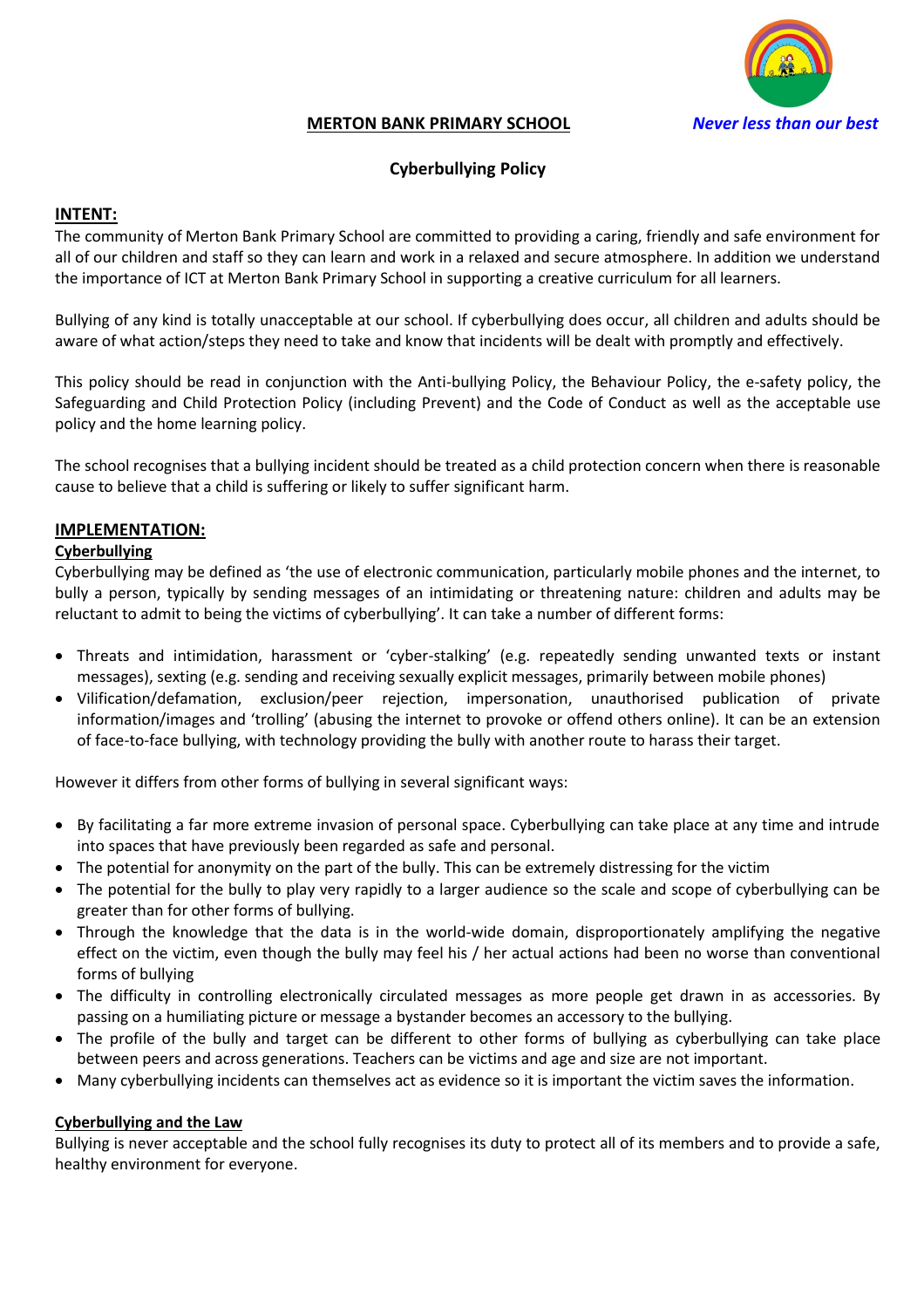**MERTON BANK PRIMARY SCHOOL** *Never less than our best*

# Cyberbullying Policy

## INTENT:

The community of Merton Bank Primary School are committed to providing a caring, friendly and safe environment for all of our children and staff so they can learn and work in a relaxed and secure atmosphere. In addition we understand the importance of ICT at Merton Bank Primary School in supporting a creative curriculum for all learners.

Bullying of any kind is totally unacceptable at our school. If cyberbullying does occur, all children and adults should be aware of what action/steps they need to take and know that incidents will be dealt with promptly and effectively.

This policy should be read in conjunction with the Anti-bullying Policy, the Behaviour Policy, the e-safety policy, the Safeguarding and Child Protection Policy (including Prevent) and the Code of Conduct as well as the acceptable use policy and the home learning policy.

The school recognises that a bullying incident should be treated as a child protection concern when there is reasonable cause to believe that a child is suffering or likely to suffer significant harm.

## IMPLEMENTATION:

### Cyberbullying

Cyberbullying may be defined as 'the use of electronic communication, particularly mobile phones and the internet, to bully a person, typically by sending messages of an intimidating or threatening nature: children and adults may be reluctant to admit to being the victims of cyberbullying'. It can take a number of different forms:

- Threats and intimidation, harassment or 'cyber-stalking' (e.g. repeatedly sending unwanted texts or instant messages), sexting (e.g. sending and receiving sexually explicit messages, primarily between mobile phones)
- Vilification/defamation, exclusion/peer rejection, impersonation, unauthorised publication of private information/images and 'trolling' (abusing the internet to provoke or offend others online). It can be an extension of face-to-face bullying, with technology providing the bully with another route to harass their target.

However it differs from other forms of bullying in several significant ways:

- By facilitating a far more extreme invasion of personal space. Cyberbullying can take place at any time and intrude into spaces that have previously been regarded as safe and personal.
- The potential for anonymity on the part of the bully. This can be extremely distressing for the victim
- The potential for the bully to play very rapidly to a larger audience so the scale and scope of cyberbullying can be greater than for other forms of bullying.
- Through the knowledge that the data is in the world-wide domain, disproportionately amplifying the negative effect on the victim, even though the bully may feel his / her actual actions had been no worse than conventional forms of bullying
- The difficulty in controlling electronically circulated messages as more people get drawn in as accessories. By passing on a humiliating picture or message a bystander becomes an accessory to the bullying.
- The profile of the bully and target can be different to other forms of bullying as cyberbullying can take place between peers and across generations. Teachers can be victims and age and size are not important.
- Many cyberbullying incidents can themselves act as evidence so it is important the victim saves the information.

### Cyberbullying and the Law

Bullying is never acceptable and the school fully recognises its duty to protect all of its members and to provide a safe, healthy environment for everyone.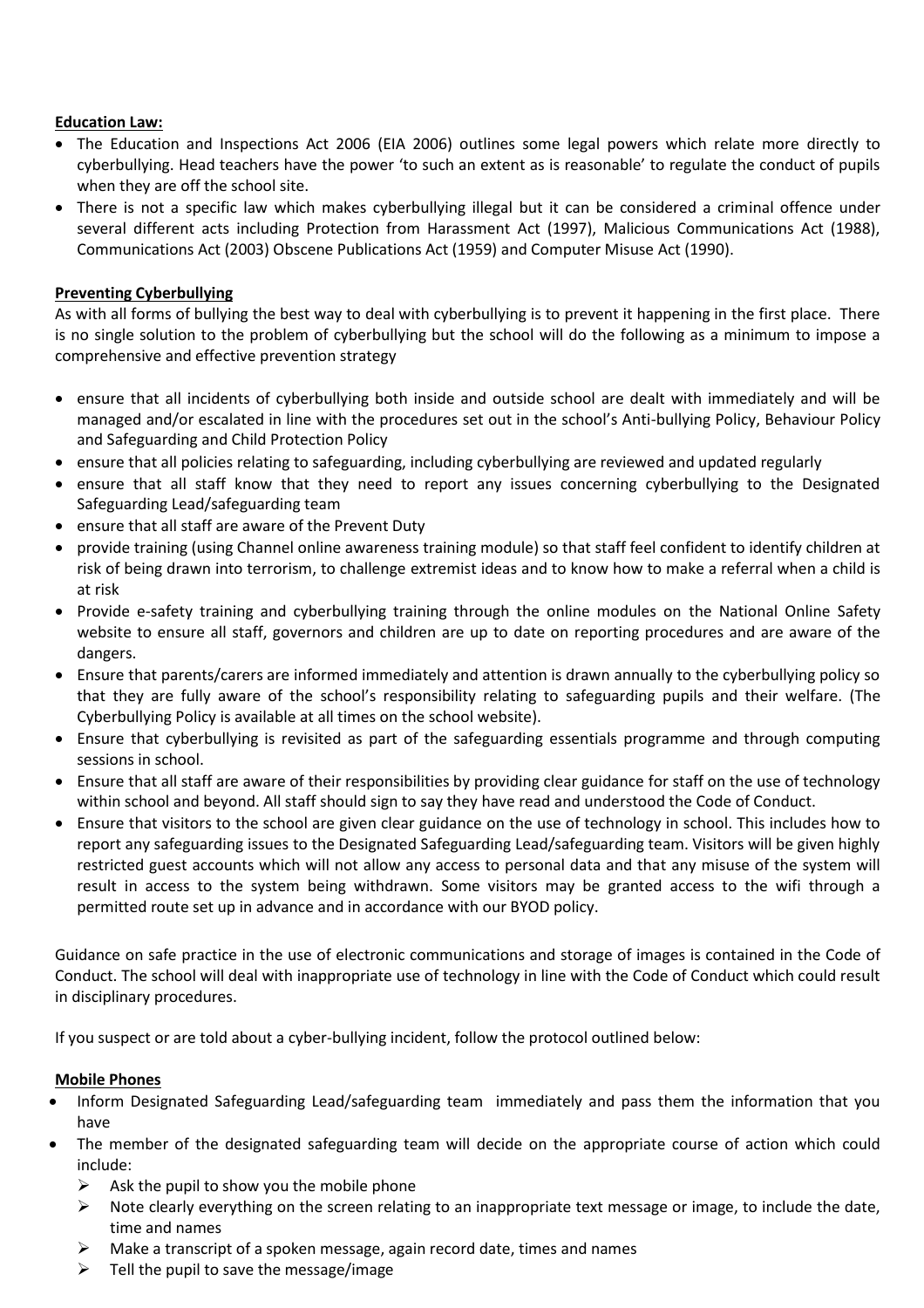**Education Law:**

- The Education and Inspections Act 2006 (EIA 2006) outlines some legal powers which relate more directly to cyberbullying. Head teachers have the power 'to such an extent as is reasonable' to regulate the conduct of pupils when they are off the school site.
- There is not a specific law which makes cyberbullying illegal but it can be considered a criminal offence under several different acts including Protection from Harassment Act (1997), Malicious Communications Act (1988), Communications Act (2003) Obscene Publications Act (1959) and Computer Misuse Act (1990).

**Preventing Cyberbullying**

As with all forms of bullying the best way to deal with cyberbullying is to prevent it happening in the first place. There is no single solution to the problem of cyberbullying but the school will do the following as a minimum to impose a comprehensive and effective prevention strategy

- ensure that all incidents of cyberbullying both inside and outside school are dealt with immediately and will be managed and/or escalated in line with the procedures set out in the school's Anti-bullying Policy, Behaviour Policy and Safeguarding and Child Protection Policy
- ensure that all policies relating to safeguarding, including cyberbullying are reviewed and updated regularly
- ensure that all staff know that they need to report any issues concerning cyberbullying to the Designated Safeguarding Lead/safeguarding team
- ensure that all staff are aware of the Prevent Duty
- provide training (using Channel online awareness training module) so that staff feel confident to identify children at risk of being drawn into terrorism, to challenge extremist ideas and to know how to make a referral when a child is at risk
- Provide e-safety training and cyberbullying training through the online modules on the National Online Safety website to ensure all staff, governors and children are up to date on reporting procedures and are aware of the dangers.
- Ensure that parents/carers are informed immediately and attention is drawn annually to the cyberbullying policy so that they are fully aware of the school's responsibility relating to safeguarding pupils and their welfare. (The Cyberbullying Policy is available at all times on the school website).
- Ensure that cyberbullying is revisited as part of the safeguarding essentials programme and through computing sessions in school.
- Ensure that all staff are aware of their responsibilities by providing clear guidance for staff on the use of technology within school and beyond. All staff should sign to say they have read and understood the Code of Conduct.
- Ensure that visitors to the school are given clear guidance on the use of technology in school. This includes how to report any safeguarding issues to the Designated Safeguarding Lead/safeguarding team. Visitors will be given highly restricted guest accounts which will not allow any access to personal data and that any misuse of the system will result in access to the system being withdrawn. Some visitors may be granted access to the wifi through a permitted route set up in advance and in accordance with our BYOD policy.

Guidance on safe practice in the use of electronic communications and storage of images is contained in the Code of Conduct. The school will deal with inappropriate use of technology in line with the Code of Conduct which could result in disciplinary procedures.

If you suspect or are told about a cyber-bullying incident, follow the protocol outlined below:

**Mobile Phones**

- Inform Designated Safeguarding Lead/safeguarding team immediately and pass them the information that you have
- The member of the designated safeguarding team will decide on the appropriate course of action which could include:
  - Ask the pupil to show you the mobile phone
  - Note clearly everything on the screen relating to an inappropriate text message or image, to include the date, time and names
  - Make a transcript of a spoken message, again record date, times and names
  - Tell the pupil to save the message/image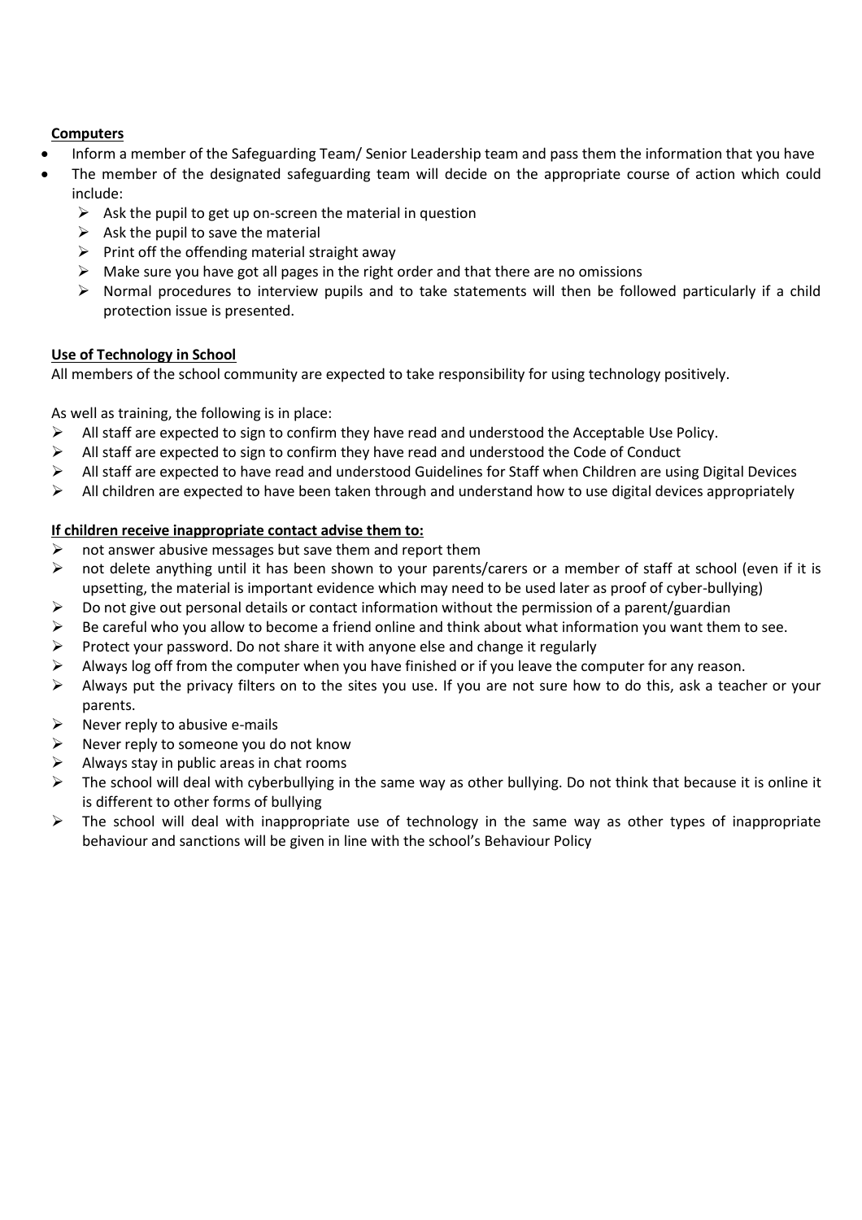**Computers**

- Inform a member of the Safeguarding Team/ Senior Leadership team and pass them the information that you have
- The member of the designated safeguarding team will decide on the appropriate course of action which could include:
  - Ask the pupil to get up on-screen the material in question
  - Ask the pupil to save the material
  - Print off the offending material straight away
  - Make sure you have got all pages in the right order and that there are no omissions
  - Normal procedures to interview pupils and to take statements will then be followed particularly if a child protection issue is presented.

**Use of Technology in School**

All members of the school community are expected to take responsibility for using technology positively.

As well as training, the following is in place:

- All staff are expected to sign to confirm they have read and understood the Acceptable Use Policy.
- All staff are expected to sign to confirm they have read and understood the Code of Conduct
- All staff are expected to have read and understood Guidelines for Staff when Children are using Digital Devices
- All children are expected to have been taken through and understand how to use digital devices appropriately

**If children receive inappropriate contact advise them to:**

- not answer abusive messages but save them and report them
- not delete anything until it has been shown to your parents/carers or a member of staff at school (even if it is upsetting, the material is important evidence which may need to be used later as proof of cyber-bullying)
- Do not give out personal details or contact information without the permission of a parent/guardian
- Be careful who you allow to become a friend online and think about what information you want them to see.
- Protect your password. Do not share it with anyone else and change it regularly
- Always log off from the computer when you have finished or if you leave the computer for any reason.
- Always put the privacy filters on to the sites you use. If you are not sure how to do this, ask a teacher or your parents.
- Never reply to abusive e-mails
- Never reply to someone you do not know
- Always stay in public areas in chat rooms
- The school will deal with cyberbullying in the same way as other bullying. Do not think that because it is online it is different to other forms of bullying
- The school will deal with inappropriate use of technology in the same way as other types of inappropriate behaviour and sanctions will be given in line with the school's Behaviour Policy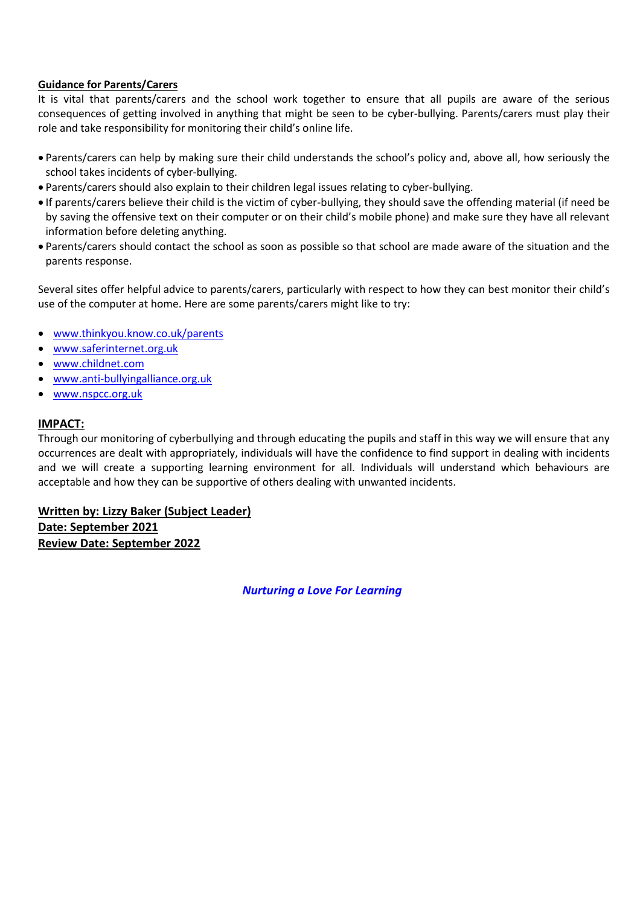**Guidance for Parents/Carers**

It is vital that parents/carers and the school work together to ensure that all pupils are aware of the serious consequences of getting involved in anything that might be seen to be cyber-bullying. Parents/carers must play their role and take responsibility for monitoring their child's online life.

- Parents/carers can help by making sure their child understands the school's policy and, above all, how seriously the school takes incidents of cyber-bullying.
- Parents/carers should also explain to their children legal issues relating to cyber-bullying.
- If parents/carers believe their child is the victim of cyber-bullying, they should save the offending material (if need be by saving the offensive text on their computer or on their child's mobile phone) and make sure they have all relevant information before deleting anything.
- Parents/carers should contact the school as soon as possible so that school are made aware of the situation and the parents response.

Several sites offer helpful advice to parents/carers, particularly with respect to how they can best monitor their child's use of the computer at home. Here are some parents/carers might like to try:

- www.thinkyou.know.co.uk/parents
- www.saferinternet.org.uk
- www.childnet.com
- www.anti-bullyingalliance.org.uk
- www.nspcc.org.uk

**IMPACT:**

Through our monitoring of cyberbullying and through educating the pupils and staff in this way we will ensure that any occurrences are dealt with appropriately, individuals will have the confidence to find support in dealing with incidents and we will create a supporting learning environment for all. Individuals will understand which behaviours are acceptable and how they can be supportive of others dealing with unwanted incidents.

**Written by: Lizzy Baker (Subject Leader)**
**Date: September 2021**
**Review Date: September 2022**

***Nurturing a Love For Learning***